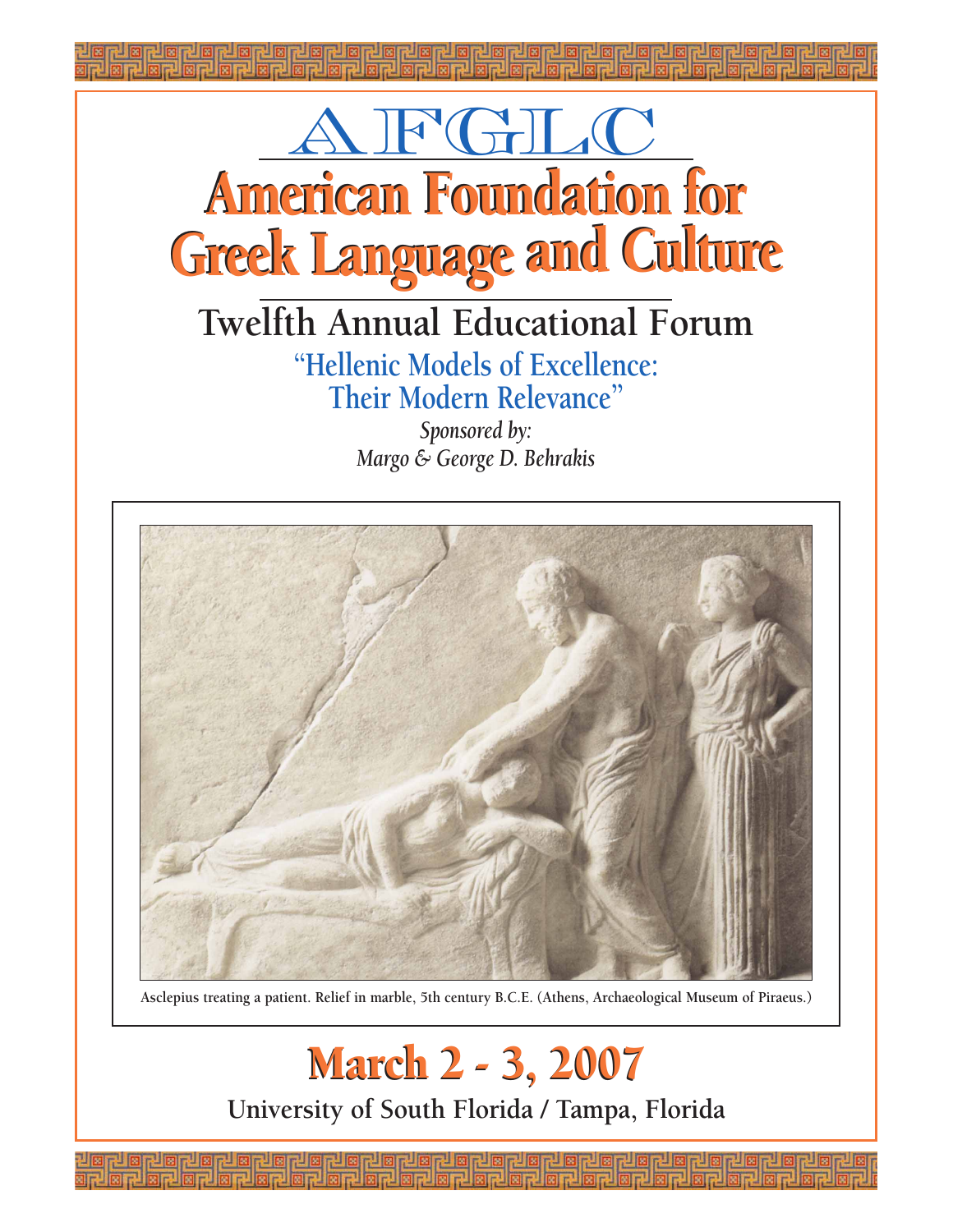# AFGLC

# American Foundation for Greek Language and Culture

## Twelfth Annual Educational Forum

### "Hellenic Models of Excellence: Their Modern Relevance"

*Sponsored by:*
*Margo & George D. Behrakis*

Asclepius treating a patient. Relief in marble, 5th century B.C.E. (Athens, Archaeological Museum of Piraeus.)

## March 2 - 3, 2007

**University of South Florida / Tampa, Florida**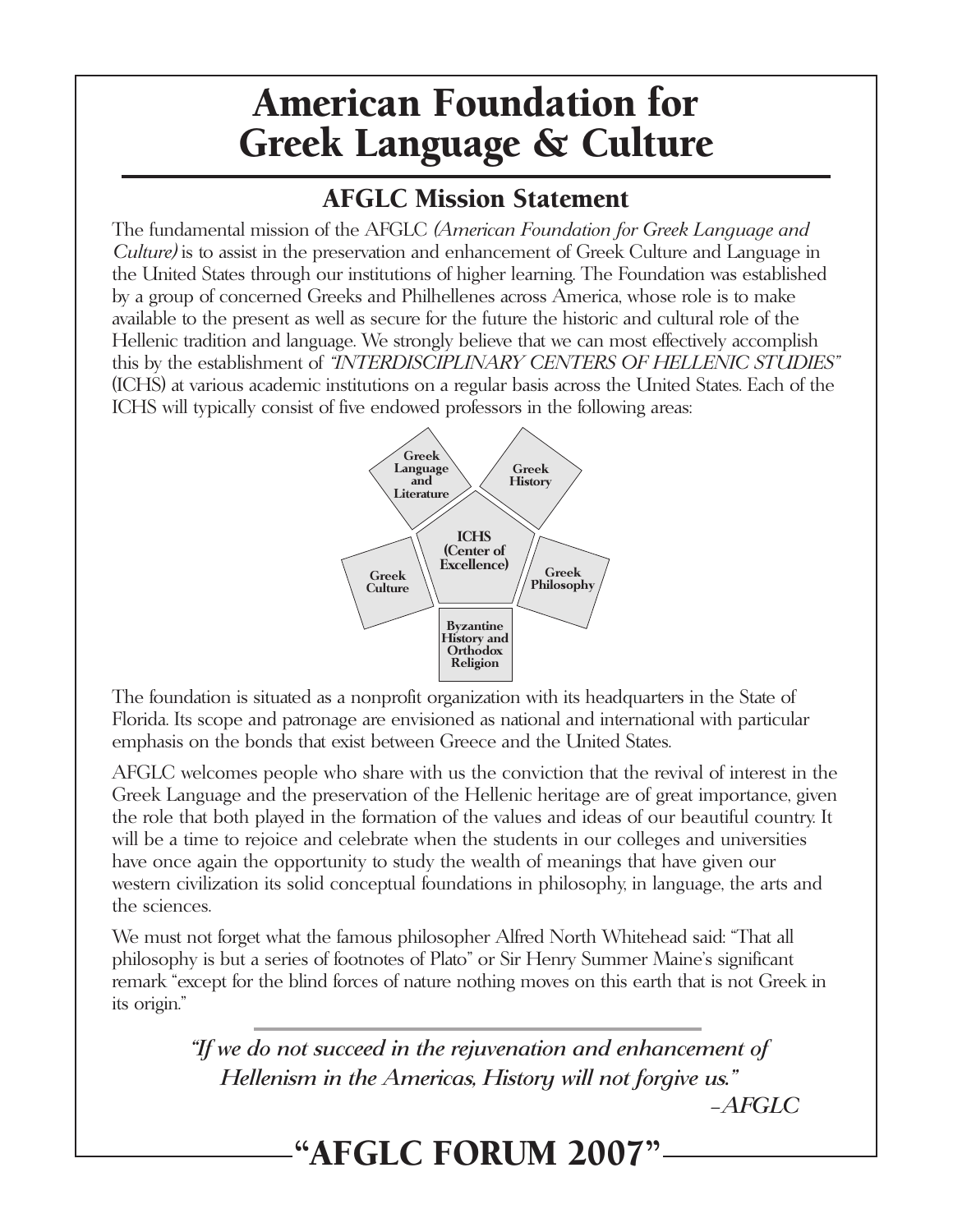# American Foundation for Greek Language & Culture

## AFGLC Mission Statement

The fundamental mission of the AFGLC *(American Foundation for Greek Language and Culture)* is to assist in the preservation and enhancement of Greek Culture and Language in the United States through our institutions of higher learning. The Foundation was established by a group of concerned Greeks and Philhellenes across America, whose role is to make available to the present as well as secure for the future the historic and cultural role of the Hellenic tradition and language. We strongly believe that we can most effectively accomplish this by the establishment of *"INTERDISCIPLINARY CENTERS OF HELLENIC STUDIES"* (ICHS) at various academic institutions on a regular basis across the United States. Each of the ICHS will typically consist of five endowed professors in the following areas:

**ICHS (Center of Excellence)**

- **Greek Language and Literature**
- **Greek History**
- **Greek Philosophy**
- **Byzantine History and Orthodox Religion**
- **Greek Culture**

The foundation is situated as a nonprofit organization with its headquarters in the State of Florida. Its scope and patronage are envisioned as national and international with particular emphasis on the bonds that exist between Greece and the United States.

AFGLC welcomes people who share with us the conviction that the revival of interest in the Greek Language and the preservation of the Hellenic heritage are of great importance, given the role that both played in the formation of the values and ideas of our beautiful country. It will be a time to rejoice and celebrate when the students in our colleges and universities have once again the opportunity to study the wealth of meanings that have given our western civilization its solid conceptual foundations in philosophy, in language, the arts and the sciences.

We must not forget what the famous philosopher Alfred North Whitehead said: "That all philosophy is but a series of footnotes of Plato" or Sir Henry Summer Maine's significant remark "except for the blind forces of nature nothing moves on this earth that is not Greek in its origin."

> *"If we do not succeed in the rejuvenation and enhancement of Hellenism in the Americas, History will not forgive us."*
>
> –*AFGLC*

## "AFGLC FORUM 2007"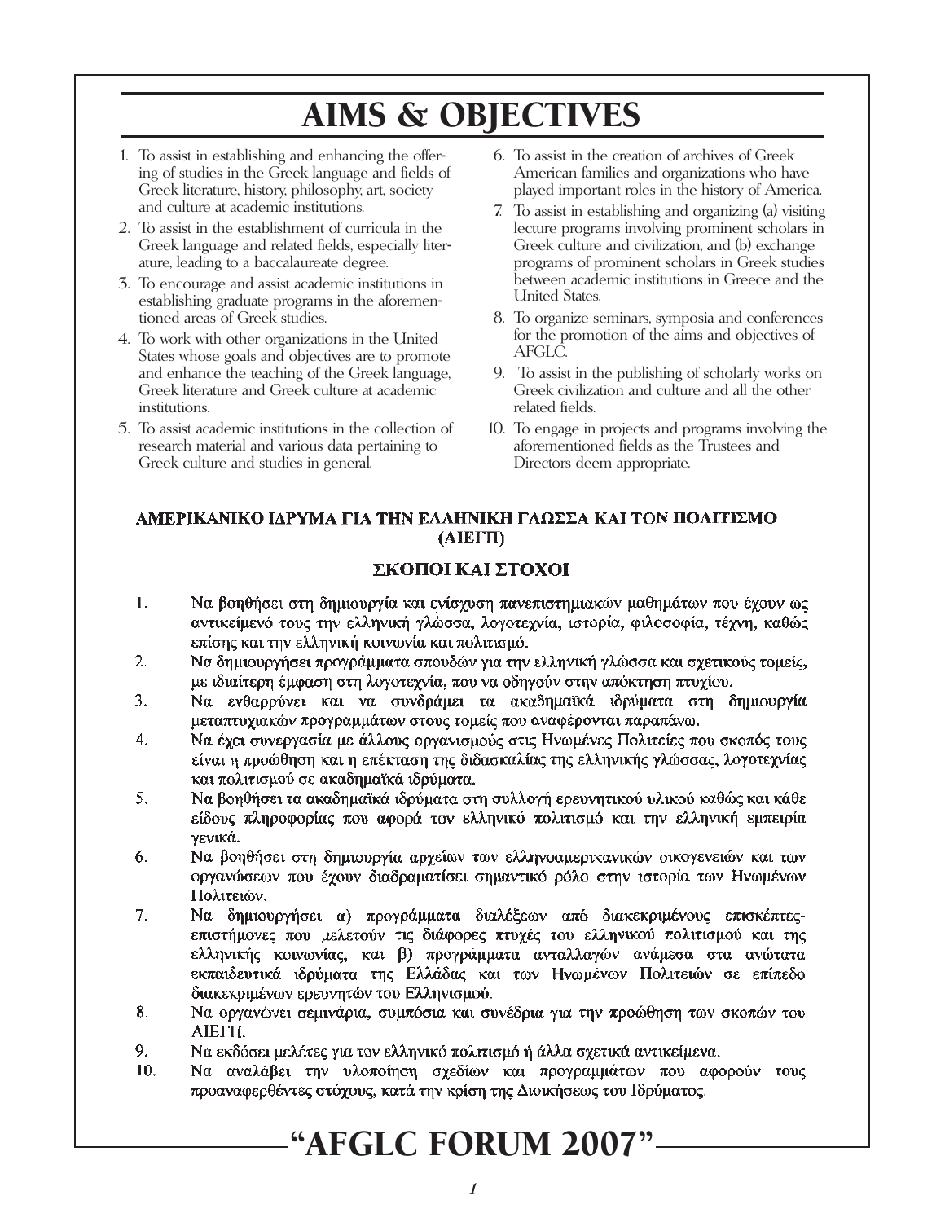# AIMS & OBJECTIVES

1. To assist in establishing and enhancing the offering of studies in the Greek language and fields of Greek literature, history, philosophy, art, society and culture at academic institutions.
2. To assist in the establishment of curricula in the Greek language and related fields, especially literature, leading to a baccalaureate degree.
3. To encourage and assist academic institutions in establishing graduate programs in the aforementioned areas of Greek studies.
4. To work with other organizations in the United States whose goals and objectives are to promote and enhance the teaching of the Greek language, Greek literature and Greek culture at academic institutions.
5. To assist academic institutions in the collection of research material and various data pertaining to Greek culture and studies in general.
6. To assist in the creation of archives of Greek American families and organizations who have played important roles in the history of America.
7. To assist in establishing and organizing (a) visiting lecture programs involving prominent scholars in Greek culture and civilization, and (b) exchange programs of prominent scholars in Greek studies between academic institutions in Greece and the United States.
8. To organize seminars, symposia and conferences for the promotion of the aims and objectives of AFGLC.
9. To assist in the publishing of scholarly works on Greek civilization and culture and all the other related fields.
10. To engage in projects and programs involving the aforementioned fields as the Trustees and Directors deem appropriate.

## ΑΜΕΡΙΚΑΝΙΚΟ ΙΔΡΥΜΑ ΓΙΑ ΤΗΝ ΕΛΛΗΝΙΚΗ ΓΛΩΣΣΑ ΚΑΙ ΤΟΝ ΠΟΛΙΤΙΣΜΟ (ΑΙΕΓΠ)

### ΣΚΟΠΟΙ ΚΑΙ ΣΤΟΧΟΙ

1. Να βοηθήσει στη δημιουργία και ενίσχυση πανεπιστημιακών μαθημάτων που έχουν ως αντικείμενό τους την ελληνική γλώσσα, λογοτεχνία, ιστορία, φιλοσοφία, τέχνη, καθώς επίσης και την ελληνική κοινωνία και πολιτισμό.
2. Να δημιουργήσει προγράμματα σπουδών για την ελληνική γλώσσα και σχετικούς τομείς, με ιδιαίτερη έμφαση στη λογοτεχνία, που να οδηγούν στην απόκτηση πτυχίου.
3. Να ενθαρρύνει και να συνδράμει τα ακαδημαϊκά ιδρύματα στη δημιουργία μεταπτυχιακών προγραμμάτων στους τομείς που αναφέρονται παραπάνω.
4. Να έχει συνεργασία με άλλους οργανισμούς στις Ηνωμένες Πολιτείες που σκοπός τους είναι η προώθηση και η επέκταση της διδασκαλίας της ελληνικής γλώσσας, λογοτεχνίας και πολιτισμού σε ακαδημαϊκά ιδρύματα.
5. Να βοηθήσει τα ακαδημαϊκά ιδρύματα στη συλλογή ερευνητικού υλικού καθώς και κάθε είδους πληροφορίας που αφορά τον ελληνικό πολιτισμό και την ελληνική εμπειρία γενικά.
6. Να βοηθήσει στη δημιουργία αρχείων των ελληνοαμερικανικών οικογενειών και των οργανώσεων που έχουν διαδραματίσει σημαντικό ρόλο στην ιστορία των Ηνωμένων Πολιτειών.
7. Να δημιουργήσει α) προγράμματα διαλέξεων από διακεκριμένους επισκέπτες-επιστήμονες που μελετούν τις διάφορες πτυχές του ελληνικού πολιτισμού και της ελληνικής κοινωνίας, και β) προγράμματα ανταλλαγών ανάμεσα στα ανώτατα εκπαιδευτικά ιδρύματα της Ελλάδας και των Ηνωμένων Πολιτειών σε επίπεδο διακεκριμένων ερευνητών του Ελληνισμού.
8. Να οργανώνει σεμινάρια, συμπόσια και συνέδρια για την προώθηση των σκοπών του ΑΙΕΓΠ.
9. Να εκδόσει μελέτες για τον ελληνικό πολιτισμό ή άλλα σχετικά αντικείμενα.
10. Να αναλάβει την υλοποίηση σχεδίων και προγραμμάτων που αφορούν τους προαναφερθέντες στόχους, κατά την κρίση της Διοικήσεως του Ιδρύματος.

# "AFGLC FORUM 2007"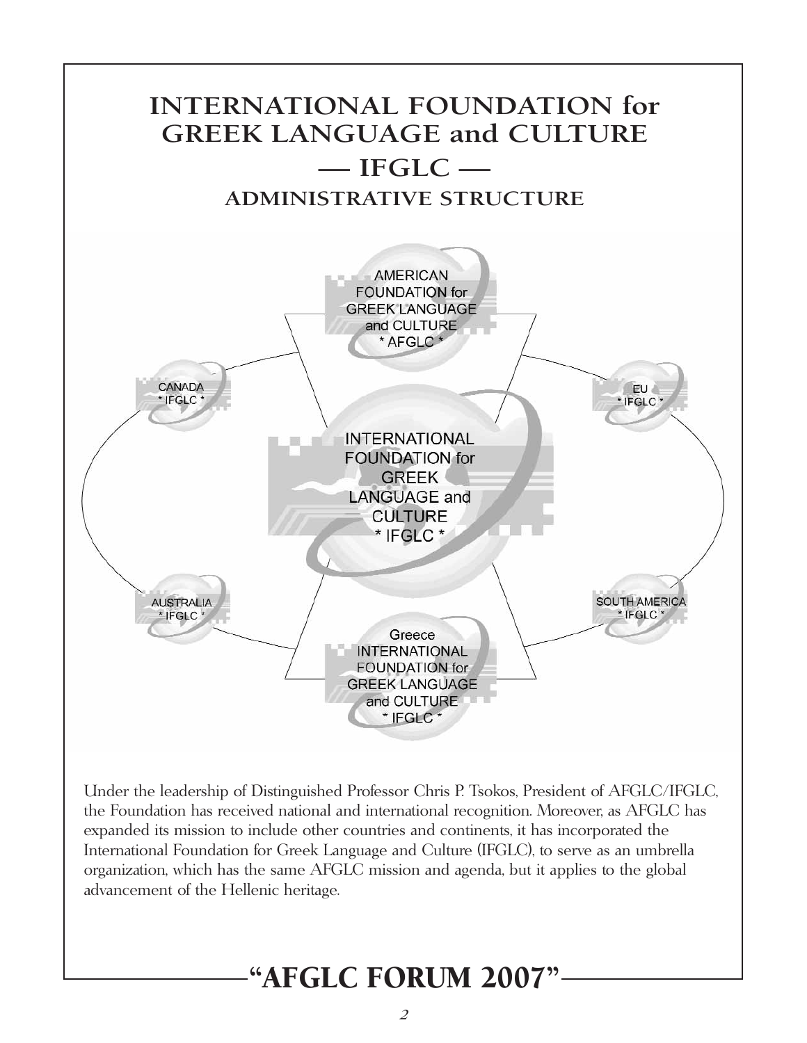# INTERNATIONAL FOUNDATION for GREEK LANGUAGE and CULTURE

## — IFGLC —

### ADMINISTRATIVE STRUCTURE

AMERICAN FOUNDATION for GREEK LANGUAGE and CULTURE * AFGLC *

CANADA * IFGLC *

EU * IFGLC *

INTERNATIONAL FOUNDATION for GREEK LANGUAGE and CULTURE * IFGLC *

AUSTRALIA * IFGLC *

SOUTH AMERICA * IFGLC *

Greece INTERNATIONAL FOUNDATION for GREEK LANGUAGE and CULTURE * IFGLC *

Under the leadership of Distinguished Professor Chris P. Tsokos, President of AFGLC/IFGLC, the Foundation has received national and international recognition. Moreover, as AFGLC has expanded its mission to include other countries and continents, it has incorporated the International Foundation for Greek Language and Culture (IFGLC), to serve as an umbrella organization, which has the same AFGLC mission and agenda, but it applies to the global advancement of the Hellenic heritage.

**"AFGLC FORUM 2007"**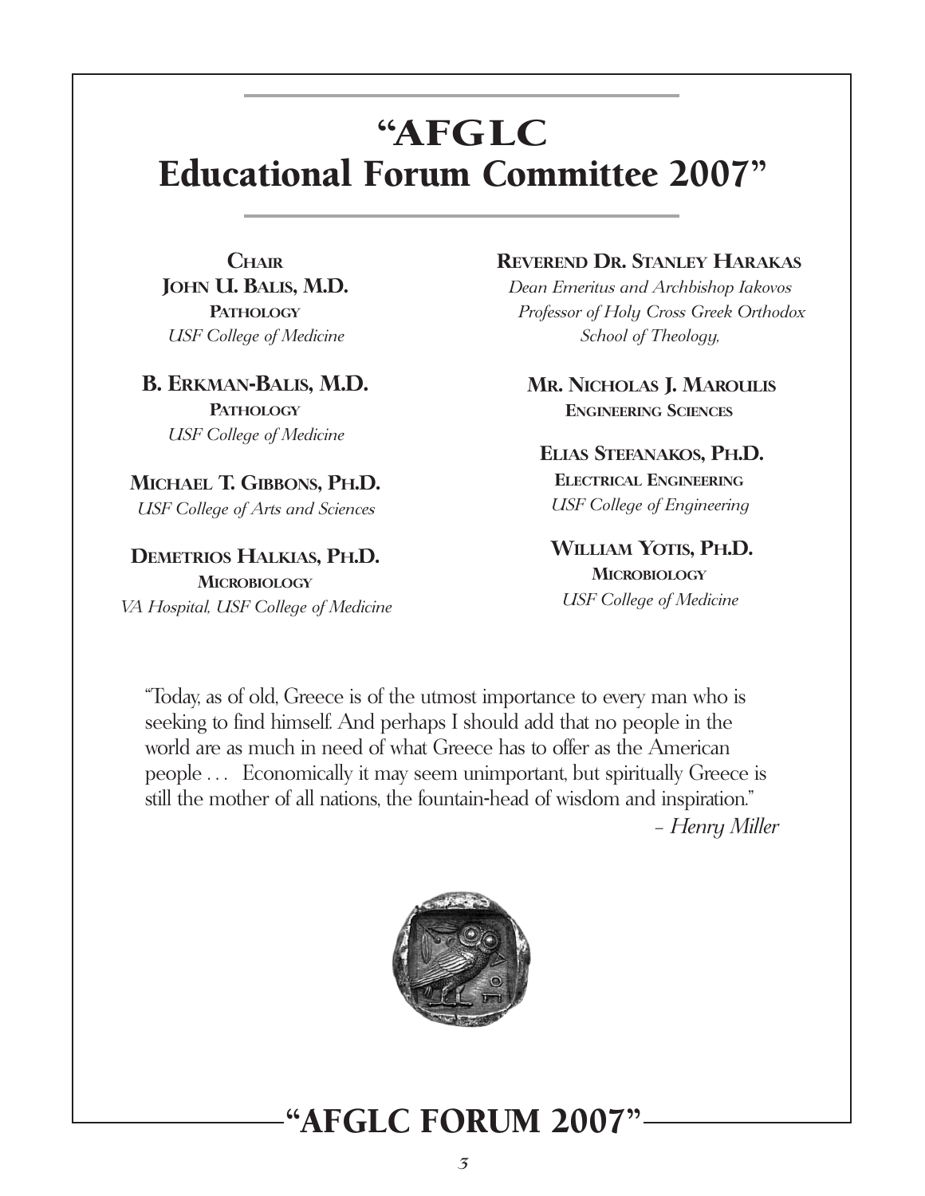# "AFGLC Educational Forum Committee 2007"

**CHAIR**
**JOHN U. BALIS, M.D.**
**PATHOLOGY**
*USF College of Medicine*

**B. ERKMAN-BALIS, M.D.**
**PATHOLOGY**
*USF College of Medicine*

**MICHAEL T. GIBBONS, PH.D.**
*USF College of Arts and Sciences*

**DEMETRIOS HALKIAS, PH.D.**
**MICROBIOLOGY**
*VA Hospital, USF College of Medicine*

**REVEREND DR. STANLEY HARAKAS**
*Dean Emeritus and Archbishop Iakovos Professor of Holy Cross Greek Orthodox School of Theology,*

**MR. NICHOLAS J. MAROULIS**
**ENGINEERING SCIENCES**

**ELIAS STEFANAKOS, PH.D.**
**ELECTRICAL ENGINEERING**
*USF College of Engineering*

**WILLIAM YOTIS, PH.D.**
**MICROBIOLOGY**
*USF College of Medicine*

"Today, as of old, Greece is of the utmost importance to every man who is seeking to find himself. And perhaps I should add that no people in the world are as much in need of what Greece has to offer as the American people … Economically it may seem unimportant, but spiritually Greece is still the mother of all nations, the fountain-head of wisdom and inspiration."

– *Henry Miller*

## "AFGLC FORUM 2007"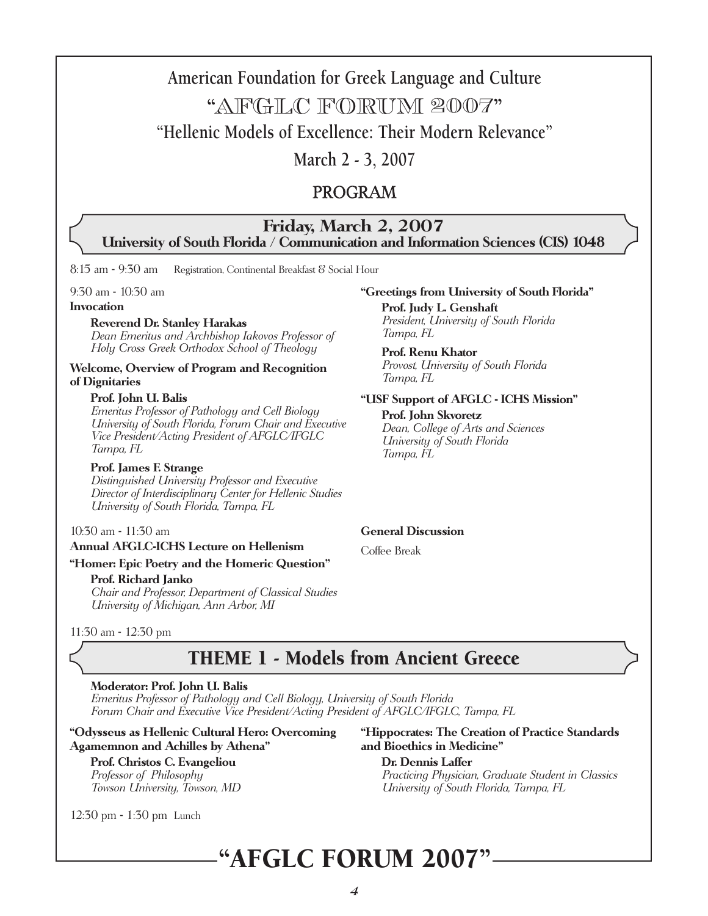# American Foundation for Greek Language and Culture

## "AFGLC FORUM 2007"

### "Hellenic Models of Excellence: Their Modern Relevance"

### March 2 - 3, 2007

## PROGRAM

### Friday, March 2, 2007
**University of South Florida / Communication and Information Sciences (CIS) 1048**

8:15 am - 9:30 am Registration, Continental Breakfast & Social Hour

9:30 am - 10:30 am

**Invocation**

**Reverend Dr. Stanley Harakas**
*Dean Emeritus and Archbishop Iakovos Professor of Holy Cross Greek Orthodox School of Theology*

**Welcome, Overview of Program and Recognition of Dignitaries**

**Prof. John U. Balis**
*Emeritus Professor of Pathology and Cell Biology University of South Florida, Forum Chair and Executive Vice President/Acting President of AFGLC/IFGLC Tampa, FL*

**Prof. James F. Strange**
*Distinguished University Professor and Executive Director of Interdisciplinary Center for Hellenic Studies University of South Florida, Tampa, FL*

**"Greetings from University of South Florida"**

**Prof. Judy L. Genshaft**
*President, University of South Florida Tampa, FL*

**Prof. Renu Khator**
*Provost, University of South Florida Tampa, FL*

**"USF Support of AFGLC - ICHS Mission"**

**Prof. John Skvoretz**
*Dean, College of Arts and Sciences University of South Florida Tampa, FL*

10:30 am - 11:30 am

**Annual AFGLC-ICHS Lecture on Hellenism**

**"Homer: Epic Poetry and the Homeric Question"**

**Prof. Richard Janko**
*Chair and Professor, Department of Classical Studies University of Michigan, Ann Arbor, MI*

**General Discussion**

Coffee Break

11:30 am - 12:30 pm

## THEME 1 - Models from Ancient Greece

**Moderator: Prof. John U. Balis**
*Emeritus Professor of Pathology and Cell Biology, University of South Florida Forum Chair and Executive Vice President/Acting President of AFGLC/IFGLC, Tampa, FL*

**"Odysseus as Hellenic Cultural Hero: Overcoming Agamemnon and Achilles by Athena"**

**Prof. Christos C. Evangeliou**
*Professor of Philosophy Towson University, Towson, MD*

**"Hippocrates: The Creation of Practice Standards and Bioethics in Medicine"**

**Dr. Dennis Laffer**
*Practicing Physician, Graduate Student in Classics University of South Florida, Tampa, FL*

12:30 pm - 1:30 pm Lunch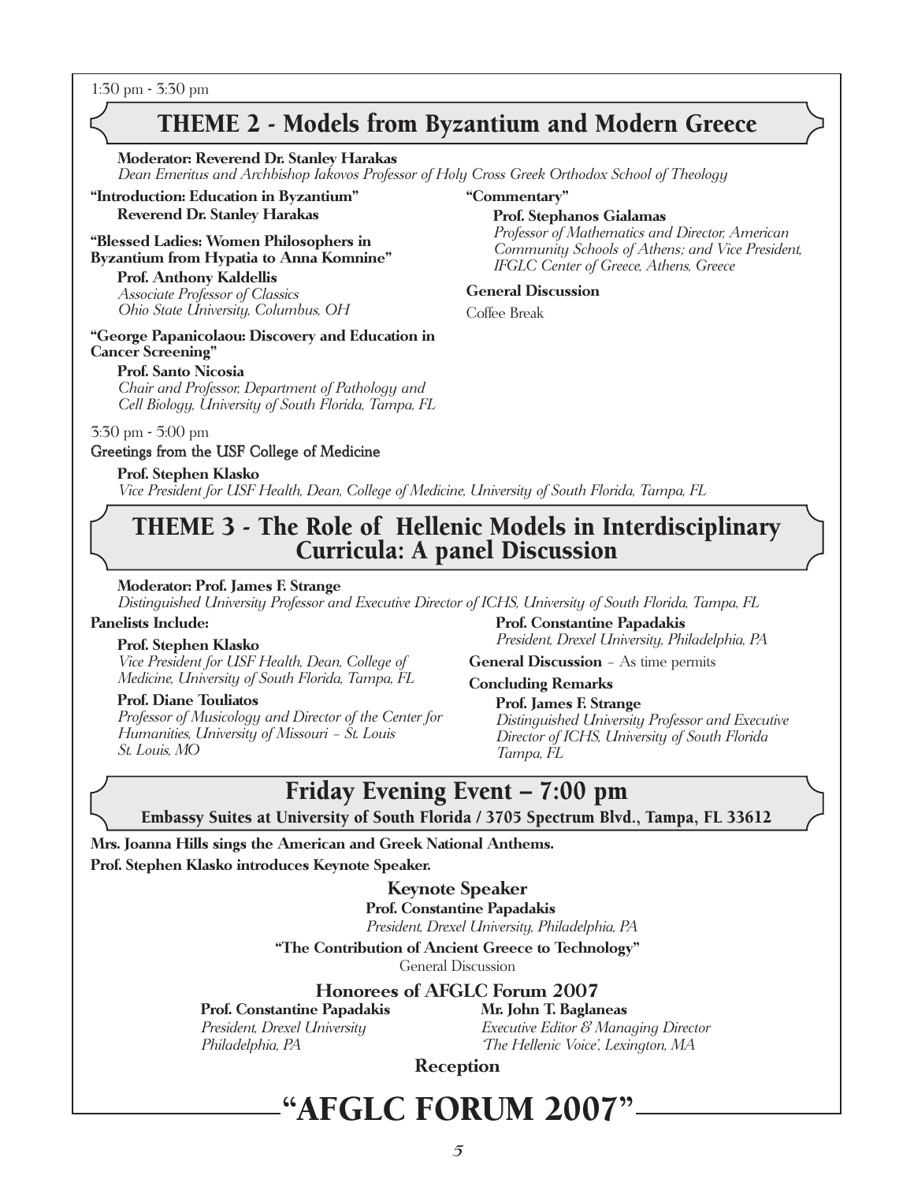1:30 pm - 3:30 pm

## THEME 2 - Models from Byzantium and Modern Greece

**Moderator: Reverend Dr. Stanley Harakas**
*Dean Emeritus and Archbishop Iakovos Professor of Holy Cross Greek Orthodox School of Theology*

**"Introduction: Education in Byzantium"**
**Reverend Dr. Stanley Harakas**

**"Blessed Ladies: Women Philosophers in Byzantium from Hypatia to Anna Komnine"**
**Prof. Anthony Kaldellis**
*Associate Professor of Classics*
*Ohio State University, Columbus, OH*

**"George Papanicolaou: Discovery and Education in Cancer Screening"**
**Prof. Santo Nicosia**
*Chair and Professor, Department of Pathology and Cell Biology, University of South Florida, Tampa, FL*

**"Commentary"**
**Prof. Stephanos Gialamas**
*Professor of Mathematics and Director, American Community Schools of Athens; and Vice President, IFGLC Center of Greece, Athens, Greece*

**General Discussion**

Coffee Break

3:30 pm - 5:00 pm

Greetings from the USF College of Medicine

**Prof. Stephen Klasko**
*Vice President for USF Health, Dean, College of Medicine, University of South Florida, Tampa, FL*

## THEME 3 - The Role of Hellenic Models in Interdisciplinary Curricula: A panel Discussion

**Moderator: Prof. James F. Strange**
*Distinguished University Professor and Executive Director of ICHS, University of South Florida, Tampa, FL*

**Panelists Include:**

**Prof. Stephen Klasko**
*Vice President for USF Health, Dean, College of Medicine, University of South Florida, Tampa, FL*

**Prof. Diane Touliatos**
*Professor of Musicology and Director of the Center for Humanities, University of Missouri – St. Louis*
*St. Louis, MO*

**Prof. Constantine Papadakis**
*President, Drexel University, Philadelphia, PA*

**General Discussion** – As time permits

**Concluding Remarks**

**Prof. James F. Strange**
*Distinguished University Professor and Executive Director of ICHS, University of South Florida Tampa, FL*

## Friday Evening Event – 7:00 pm

**Embassy Suites at University of South Florida / 3705 Spectrum Blvd., Tampa, FL 33612**

**Mrs. Joanna Hills sings the American and Greek National Anthems.**

**Prof. Stephen Klasko introduces Keynote Speaker.**

### Keynote Speaker

**Prof. Constantine Papadakis**
*President, Drexel University, Philadelphia, PA*

**"The Contribution of Ancient Greece to Technology"**

General Discussion

### Honorees of AFGLC Forum 2007

**Prof. Constantine Papadakis**
*President, Drexel University*
*Philadelphia, PA*

**Mr. John T. Baglaneas**
*Executive Editor & Managing Director*
*'The Hellenic Voice', Lexington, MA*

**Reception**

# "AFGLC FORUM 2007"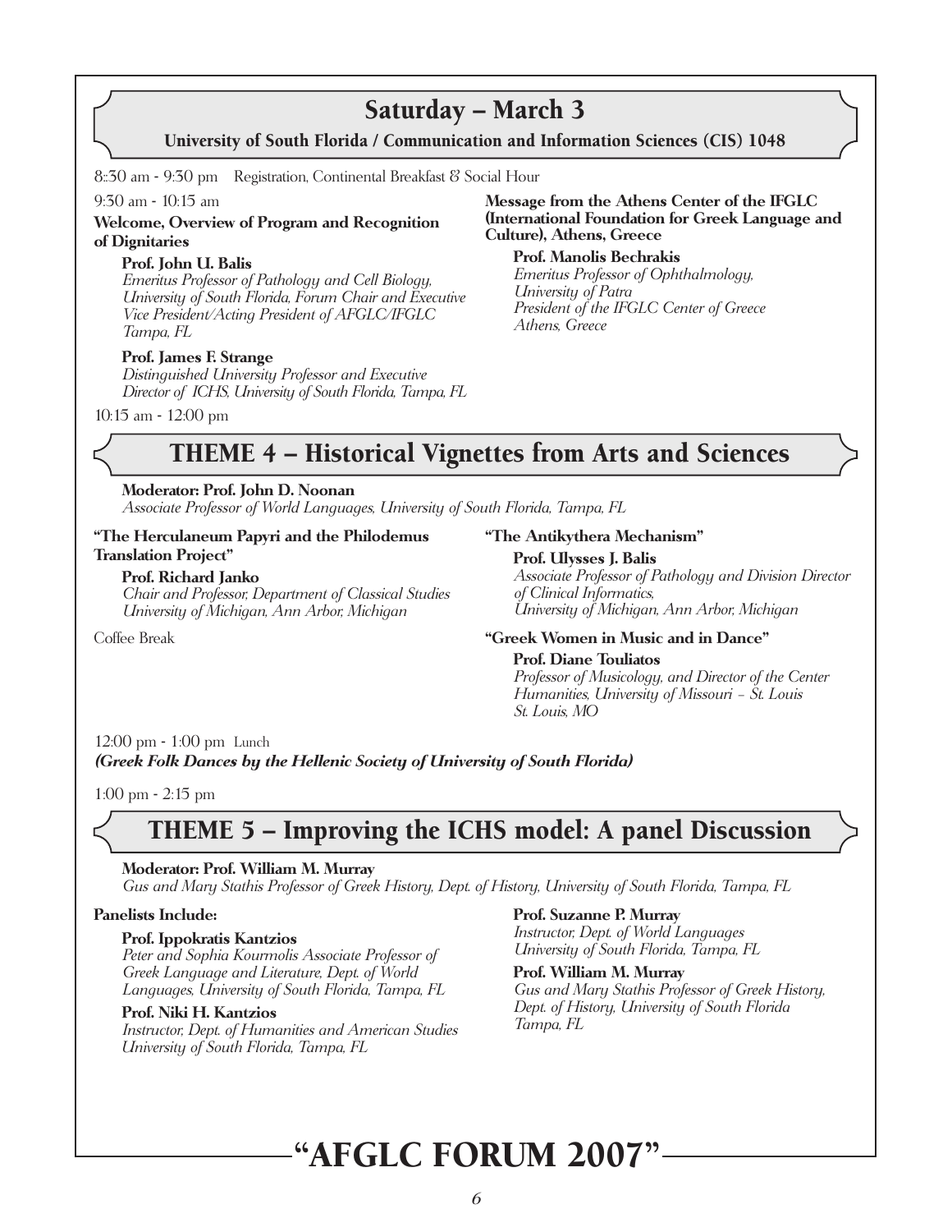## Saturday – March 3

**University of South Florida / Communication and Information Sciences (CIS) 1048**

8::30 am - 9:30 pm Registration, Continental Breakfast & Social Hour

9:30 am - 10:15 am

**Welcome, Overview of Program and Recognition of Dignitaries**

**Prof. John U. Balis**
*Emeritus Professor of Pathology and Cell Biology, University of South Florida, Forum Chair and Executive Vice President/Acting President of AFGLC/IFGLC Tampa, FL*

**Prof. James F. Strange**
*Distinguished University Professor and Executive Director of ICHS, University of South Florida, Tampa, FL*

**Message from the Athens Center of the IFGLC (International Foundation for Greek Language and Culture), Athens, Greece**

**Prof. Manolis Bechrakis**
*Emeritus Professor of Ophthalmology, University of Patra*
*President of the IFGLC Center of Greece*
*Athens, Greece*

10:15 am - 12:00 pm

## THEME 4 – Historical Vignettes from Arts and Sciences

**Moderator: Prof. John D. Noonan**
*Associate Professor of World Languages, University of South Florida, Tampa, FL*

**"The Herculaneum Papyri and the Philodemus Translation Project"**

**Prof. Richard Janko**
*Chair and Professor, Department of Classical Studies*
*University of Michigan, Ann Arbor, Michigan*

Coffee Break

**"The Antikythera Mechanism"**

**Prof. Ulysses J. Balis**
*Associate Professor of Pathology and Division Director of Clinical Informatics,*
*University of Michigan, Ann Arbor, Michigan*

**"Greek Women in Music and in Dance"**

**Prof. Diane Touliatos**
*Professor of Musicology, and Director of the Center Humanities, University of Missouri – St. Louis*
*St. Louis, MO*

12:00 pm - 1:00 pm Lunch
***(Greek Folk Dances by the Hellenic Society of University of South Florida)***

1:00 pm - 2:15 pm

## THEME 5 – Improving the ICHS model: A panel Discussion

**Moderator: Prof. William M. Murray**
*Gus and Mary Stathis Professor of Greek History, Dept. of History, University of South Florida, Tampa, FL*

**Panelists Include:**

**Prof. Ippokratis Kantzios**
*Peter and Sophia Kourmolis Associate Professor of Greek Language and Literature, Dept. of World Languages, University of South Florida, Tampa, FL*

**Prof. Niki H. Kantzios**
*Instructor, Dept. of Humanities and American Studies*
*University of South Florida, Tampa, FL*

**Prof. Suzanne P. Murray**
*Instructor, Dept. of World Languages*
*University of South Florida, Tampa, FL*

**Prof. William M. Murray**
*Gus and Mary Stathis Professor of Greek History, Dept. of History, University of South Florida*
*Tampa, FL*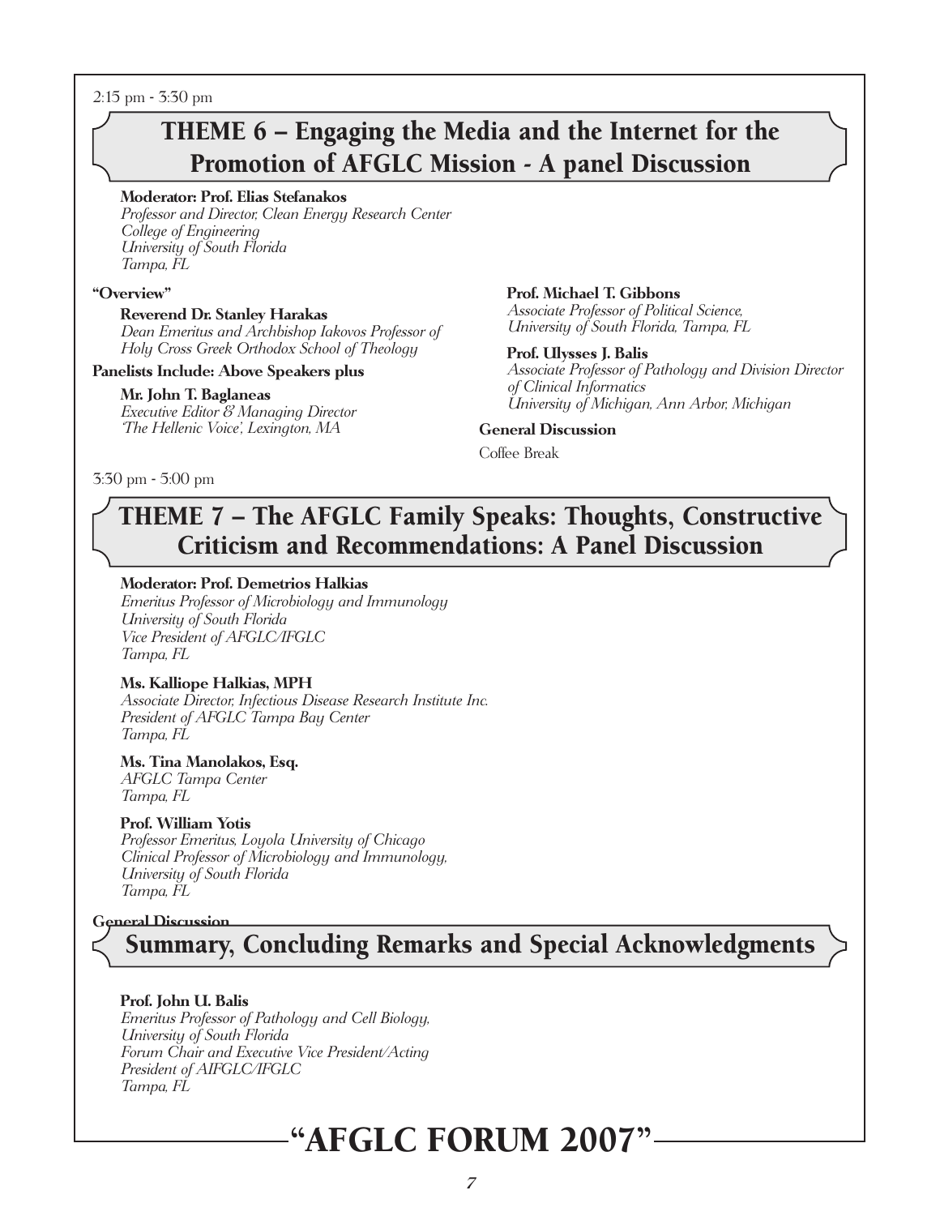2:15 pm - 3:30 pm

## THEME 6 – Engaging the Media and the Internet for the Promotion of AFGLC Mission - A panel Discussion

**Moderator: Prof. Elias Stefanakos**
*Professor and Director, Clean Energy Research Center*
*College of Engineering*
*University of South Florida*
*Tampa, FL*

**"Overview"**

**Reverend Dr. Stanley Harakas**
*Dean Emeritus and Archbishop Iakovos Professor of*
*Holy Cross Greek Orthodox School of Theology*

**Panelists Include: Above Speakers plus**

**Mr. John T. Baglaneas**
*Executive Editor & Managing Director*
*'The Hellenic Voice', Lexington, MA*

**Prof. Michael T. Gibbons**
*Associate Professor of Political Science,*
*University of South Florida, Tampa, FL*

**Prof. Ulysses J. Balis**
*Associate Professor of Pathology and Division Director of Clinical Informatics*
*University of Michigan, Ann Arbor, Michigan*

**General Discussion**

Coffee Break

3:30 pm - 5:00 pm

## THEME 7 – The AFGLC Family Speaks: Thoughts, Constructive Criticism and Recommendations: A Panel Discussion

**Moderator: Prof. Demetrios Halkias**
*Emeritus Professor of Microbiology and Immunology*
*University of South Florida*
*Vice President of AFGLC/IFGLC*
*Tampa, FL*

**Ms. Kalliope Halkias, MPH**
*Associate Director, Infectious Disease Research Institute Inc.*
*President of AFGLC Tampa Bay Center*
*Tampa, FL*

**Ms. Tina Manolakos, Esq.**
*AFGLC Tampa Center*
*Tampa, FL*

**Prof. William Yotis**
*Professor Emeritus, Loyola University of Chicago*
*Clinical Professor of Microbiology and Immunology,*
*University of South Florida*
*Tampa, FL*

**General Discussion**

## Summary, Concluding Remarks and Special Acknowledgments

**Prof. John U. Balis**
*Emeritus Professor of Pathology and Cell Biology,*
*University of South Florida*
*Forum Chair and Executive Vice President/Acting*
*President of AIFGLC/IFGLC*
*Tampa, FL*

# "AFGLC FORUM 2007"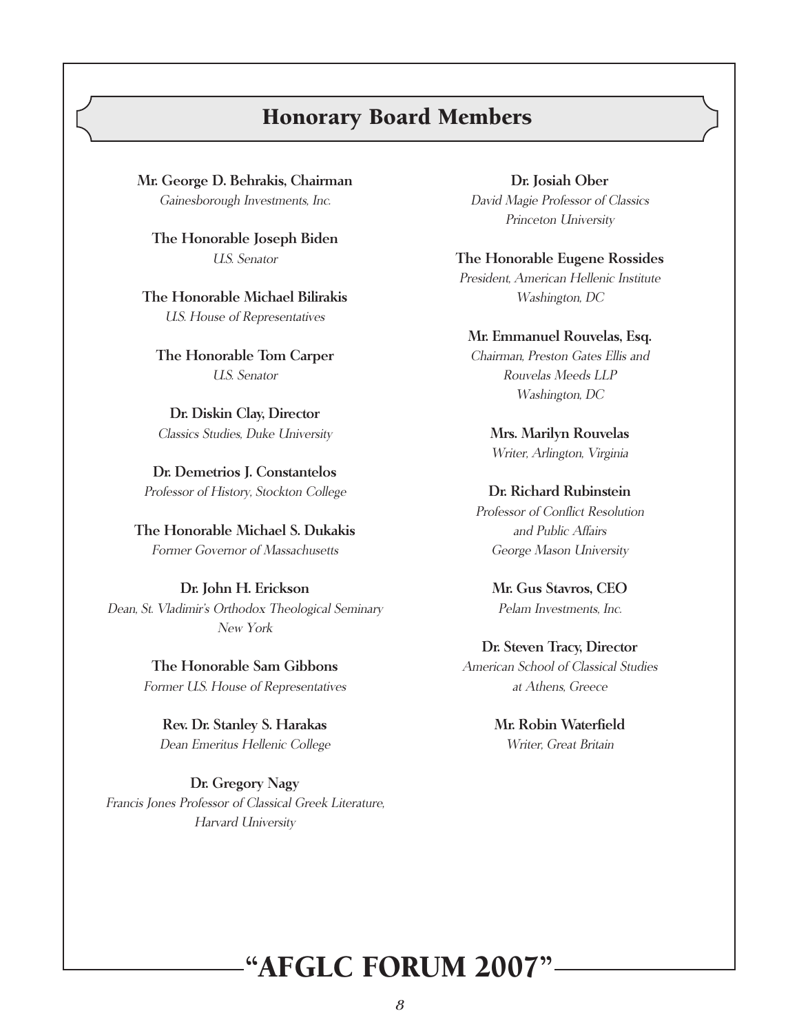## Honorary Board Members

**Mr. George D. Behrakis, Chairman**
*Gainesborough Investments, Inc.*

**The Honorable Joseph Biden**
*U.S. Senator*

**The Honorable Michael Bilirakis**
*U.S. House of Representatives*

**The Honorable Tom Carper**
*U.S. Senator*

**Dr. Diskin Clay, Director**
*Classics Studies, Duke University*

**Dr. Demetrios J. Constantelos**
*Professor of History, Stockton College*

**The Honorable Michael S. Dukakis**
*Former Governor of Massachusetts*

**Dr. John H. Erickson**
*Dean, St. Vladimir's Orthodox Theological Seminary*
*New York*

**The Honorable Sam Gibbons**
*Former U.S. House of Representatives*

**Rev. Dr. Stanley S. Harakas**
*Dean Emeritus Hellenic College*

**Dr. Gregory Nagy**
*Francis Jones Professor of Classical Greek Literature,*
*Harvard University*

**Dr. Josiah Ober**
*David Magie Professor of Classics*
*Princeton University*

**The Honorable Eugene Rossides**
*President, American Hellenic Institute*
*Washington, DC*

**Mr. Emmanuel Rouvelas, Esq.**
*Chairman, Preston Gates Ellis and*
*Rouvelas Meeds LLP*
*Washington, DC*

**Mrs. Marilyn Rouvelas**
*Writer, Arlington, Virginia*

**Dr. Richard Rubinstein**
*Professor of Conflict Resolution*
*and Public Affairs*
*George Mason University*

**Mr. Gus Stavros, CEO**
*Pelam Investments, Inc.*

**Dr. Steven Tracy, Director**
*American School of Classical Studies*
*at Athens, Greece*

**Mr. Robin Waterfield**
*Writer, Great Britain*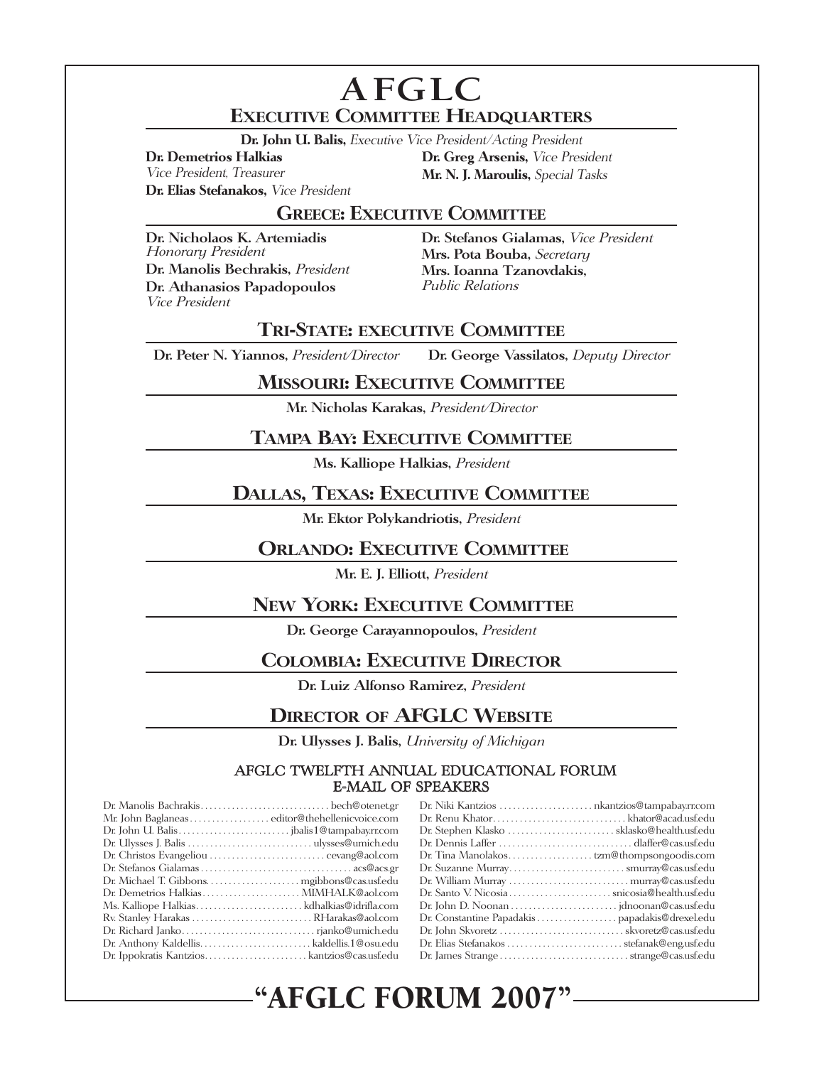# AFGLC

## Executive Committee Headquarters

**Dr. John U. Balis,** *Executive Vice President/Acting President*

**Dr. Demetrios Halkias**
*Vice President, Treasurer*

**Dr. Elias Stefanakos,** *Vice President*

**Dr. Greg Arsenis,** *Vice President*

**Mr. N. J. Maroulis,** *Special Tasks*

## Greece: Executive Committee

**Dr. Nicholaos K. Artemiadis**
*Honorary President*

**Dr. Manolis Bechrakis,** *President*

**Dr. Athanasios Papadopoulos**
*Vice President*

**Dr. Stefanos Gialamas,** *Vice President*

**Mrs. Pota Bouba,** *Secretary*

**Mrs. Ioanna Tzanovdakis,**
*Public Relations*

## Tri-State: executive Committee

**Dr. Peter N. Yiannos,** *President/Director*

**Dr. George Vassilatos,** *Deputy Director*

## Missouri: Executive Committee

**Mr. Nicholas Karakas,** *President/Director*

## Tampa Bay: Executive Committee

**Ms. Kalliope Halkias,** *President*

## Dallas, Texas: Executive Committee

**Mr. Ektor Polykandriotis,** *President*

## Orlando: Executive Committee

**Mr. E. J. Elliott,** *President*

## New York: Executive Committee

**Dr. George Carayannopoulos,** *President*

## Colombia: Executive Director

**Dr. Luiz Alfonso Ramirez,** *President*

## Director of AFGLC Website

**Dr. Ulysses J. Balis,** *University of Michigan*

### AFGLC TWELFTH ANNUAL EDUCATIONAL FORUM E-MAIL OF SPEAKERS

- Dr. Manolis Bachrakis ... bech@otenet.gr
- Mr. John Baglaneas ... editor@thehellenicvoice.com
- Dr. John U. Balis ... jbalis1@tampabay.rr.com
- Dr. Ulysses J. Balis ... ulysses@umich.edu
- Dr. Christos Evangeliou ... cevang@aol.com
- Dr. Stefanos Gialamas ... acs@acs.gr
- Dr. Michael T. Gibbons ... mgibbons@cas.usf.edu
- Dr. Demetrios Halkias ... MIMHALK@aol.com
- Ms. Kalliope Halkias ... kdhalkias@idrifla.com
- Rv. Stanley Harakas ... RHarakas@aol.com
- Dr. Richard Janko ... rjanko@umich.edu
- Dr. Anthony Kaldellis ... kaldellis.1@osu.edu
- Dr. Ippokratis Kantzios ... kantzios@cas.usf.edu
- Dr. Niki Kantzios ... nkantzios@tampabay.rr.com
- Dr. Renu Khator ... khator@acad.usf.edu
- Dr. Stephen Klasko ... sklasko@health.usf.edu
- Dr. Dennis Laffer ... dlaffer@cas.usf.edu
- Dr. Tina Manolakos ... tzm@thompsongoodis.com
- Dr. Suzanne Murray ... smurray@cas.usf.edu
- Dr. William Murray ... murray@cas.usf.edu
- Dr. Santo V. Nicosia ... snicosia@health.usf.edu
- Dr. John D. Noonan ... jdnoonan@cas.usf.edu
- Dr. Constantine Papadakis ... papadakis@drexel.edu
- Dr. John Skvoretz ... skvoretz@cas.usf.edu
- Dr. Elias Stefanakos ... stefanak@eng.usf.edu
- Dr. James Strange ... strange@cas.usf.edu

**"AFGLC FORUM 2007"**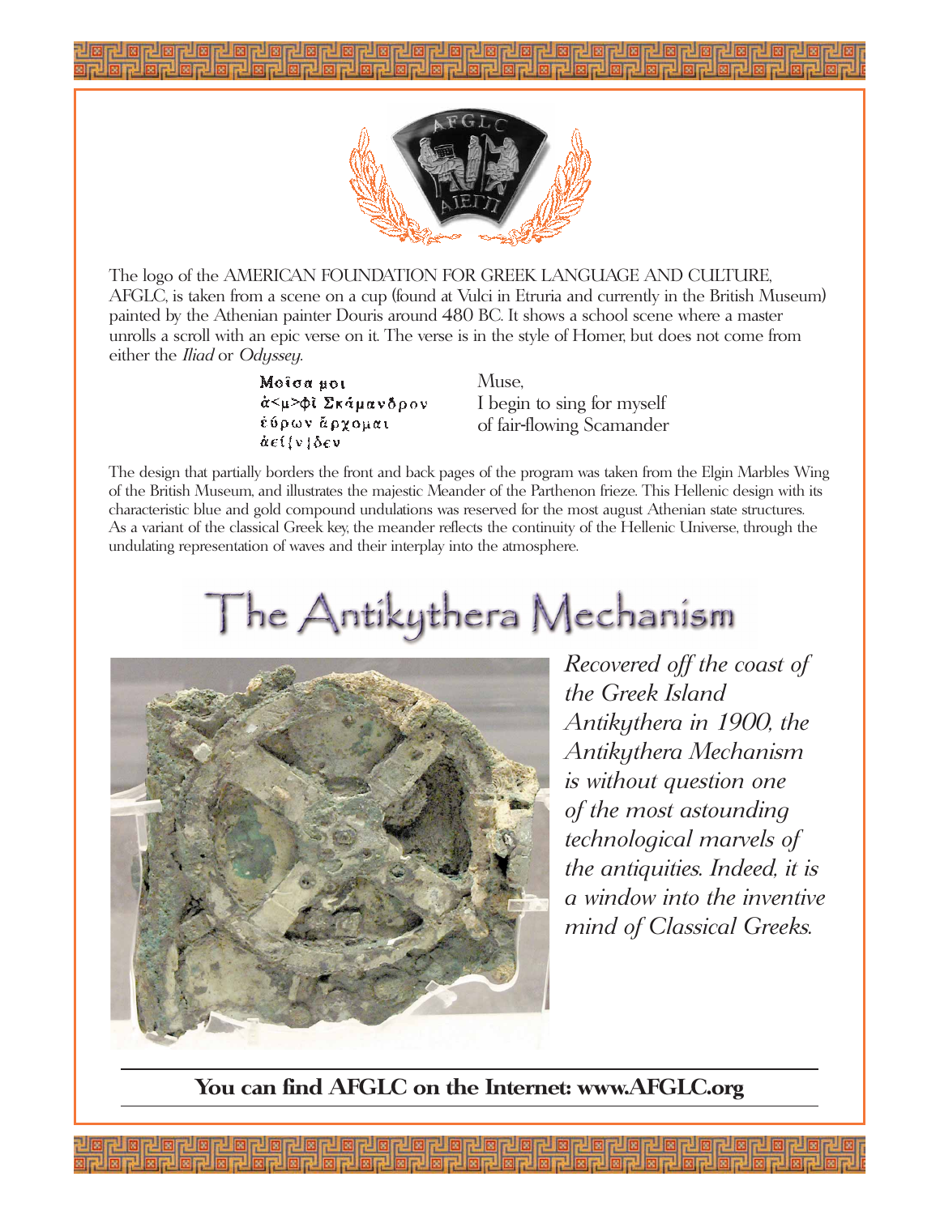The logo of the AMERICAN FOUNDATION FOR GREEK LANGUAGE AND CULTURE, AFGLC, is taken from a scene on a cup (found at Vulci in Etruria and currently in the British Museum) painted by the Athenian painter Douris around 480 BC. It shows a school scene where a master unrolls a scroll with an epic verse on it. The verse is in the style of Homer, but does not come from either the *Iliad* or *Odyssey*.

| | |
|---|---|
| Μοῖσα μοι<br>ἀ<μ>φὶ Σκάμανδρον<br>ἐύρων ἄρχομαι<br>ἀεί{ν}δεν | Muse,<br>I begin to sing for myself<br>of fair-flowing Scamander |

The design that partially borders the front and back pages of the program was taken from the Elgin Marbles Wing of the British Museum, and illustrates the majestic Meander of the Parthenon frieze. This Hellenic design with its characteristic blue and gold compound undulations was reserved for the most august Athenian state structures. As a variant of the classical Greek key, the meander reflects the continuity of the Hellenic Universe, through the undulating representation of waves and their interplay into the atmosphere.

# The Antikythera Mechanism

*Recovered off the coast of the Greek Island Antikythera in 1900, the Antikythera Mechanism is without question one of the most astounding technological marvels of the antiquities. Indeed, it is a window into the inventive mind of Classical Greeks.*

**You can find AFGLC on the Internet: www.AFGLC.org**